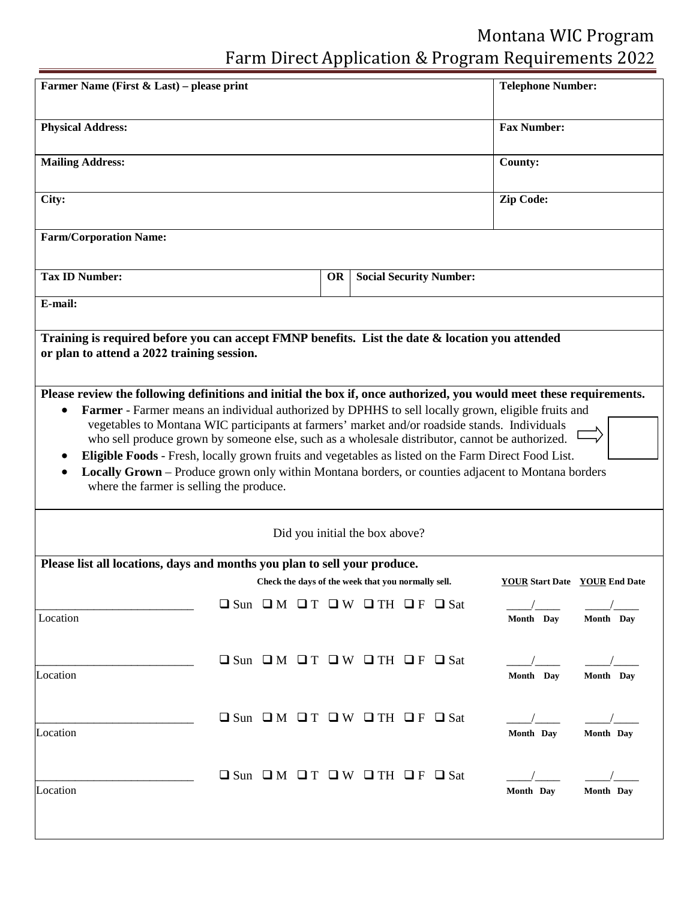# Montana WIC Program
## Farm Direct Application & Program Requirements 2022

| **Farmer Name (First & Last) – please print** | **Telephone Number:** |
|---|---|
| **Physical Address:** | **Fax Number:** |
| **Mailing Address:** | **County:** |
| **City:** | **Zip Code:** |

**Farm/Corporation Name:**

| **Tax ID Number:** | **OR** | **Social Security Number:** |
|---|---|---|

**E-mail:**

**Training is required before you can accept FMNP benefits. List the date & location you attended or plan to attend a 2022 training session.**

**Please review the following definitions and initial the box if, once authorized, you would meet these requirements.**

- **Farmer** - Farmer means an individual authorized by DPHHS to sell locally grown, eligible fruits and vegetables to Montana WIC participants at farmers' market and/or roadside stands. Individuals who sell produce grown by someone else, such as a wholesale distributor, cannot be authorized.
- **Eligible Foods** - Fresh, locally grown fruits and vegetables as listed on the Farm Direct Food List.
- **Locally Grown** – Produce grown only within Montana borders, or counties adjacent to Montana borders where the farmer is selling the produce.

⇨ ☐

Did you initial the box above?

**Please list all locations, days and months you plan to sell your produce.**

| Location | **Check the days of the week that you normally sell.** | **YOUR Start Date** (Month / Day) | **YOUR End Date** (Month / Day) |
|---|---|---|---|
| ____________ Location | ☐ Sun ☐ M ☐ T ☐ W ☐ TH ☐ F ☐ Sat | ____/____ | ____/____ |
| ____________ Location | ☐ Sun ☐ M ☐ T ☐ W ☐ TH ☐ F ☐ Sat | ____/____ | ____/____ |
| ____________ Location | ☐ Sun ☐ M ☐ T ☐ W ☐ TH ☐ F ☐ Sat | ____/____ | ____/____ |
| ____________ Location | ☐ Sun ☐ M ☐ T ☐ W ☐ TH ☐ F ☐ Sat | ____/____ | ____/____ |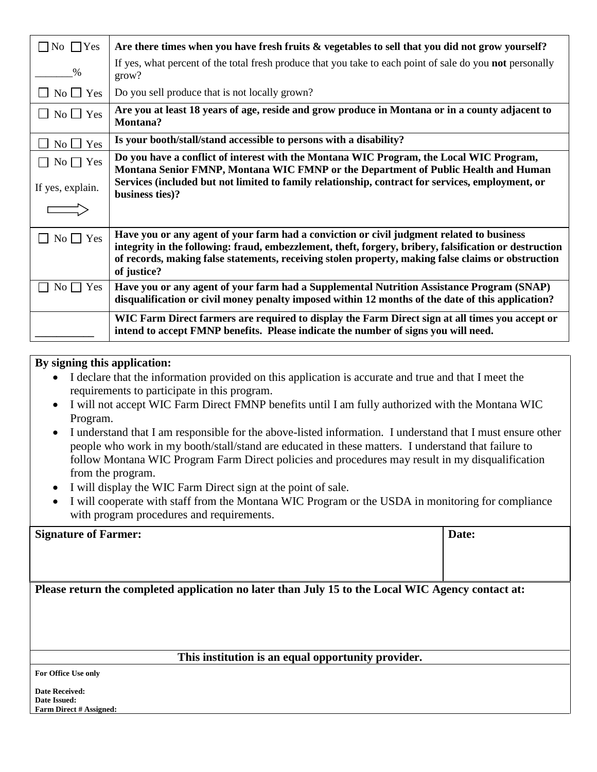| | |
|---|---|
| ☐ No ☐ Yes | **Are there times when you have fresh fruits & vegetables to sell that you did not grow yourself?** |
| _______% | If yes, what percent of the total fresh produce that you take to each point of sale do you **not** personally grow? |
| ☐ No ☐ Yes | Do you sell produce that is not locally grown? |
| ☐ No ☐ Yes | **Are you at least 18 years of age, reside and grow produce in Montana or in a county adjacent to Montana?** |
| ☐ No ☐ Yes | **Is your booth/stall/stand accessible to persons with a disability?** |
| ☐ No ☐ Yes<br>If yes, explain. ⟹ | **Do you have a conflict of interest with the Montana WIC Program, the Local WIC Program, Montana Senior FMNP, Montana WIC FMNP or the Department of Public Health and Human Services (included but not limited to family relationship, contract for services, employment, or business ties)?** |
| ☐ No ☐ Yes | **Have you or any agent of your farm had a conviction or civil judgment related to business integrity in the following: fraud, embezzlement, theft, forgery, bribery, falsification or destruction of records, making false statements, receiving stolen property, making false claims or obstruction of justice?** |
| ☐ No ☐ Yes | **Have you or any agent of your farm had a Supplemental Nutrition Assistance Program (SNAP) disqualification or civil money penalty imposed within 12 months of the date of this application?** |
| __________ | **WIC Farm Direct farmers are required to display the Farm Direct sign at all times you accept or intend to accept FMNP benefits. Please indicate the number of signs you will need.** |

**By signing this application:**

- I declare that the information provided on this application is accurate and true and that I meet the requirements to participate in this program.
- I will not accept WIC Farm Direct FMNP benefits until I am fully authorized with the Montana WIC Program.
- I understand that I am responsible for the above-listed information. I understand that I must ensure other people who work in my booth/stall/stand are educated in these matters. I understand that failure to follow Montana WIC Program Farm Direct policies and procedures may result in my disqualification from the program.
- I will display the WIC Farm Direct sign at the point of sale.
- I will cooperate with staff from the Montana WIC Program or the USDA in monitoring for compliance with program procedures and requirements.

| **Signature of Farmer:** | **Date:** |
|---|---|
| | |

**Please return the completed application no later than July 15 to the Local WIC Agency contact at:**

**This institution is an equal opportunity provider.**

**For Office Use only**

**Date Received:**
**Date Issued:**
**Farm Direct # Assigned:**